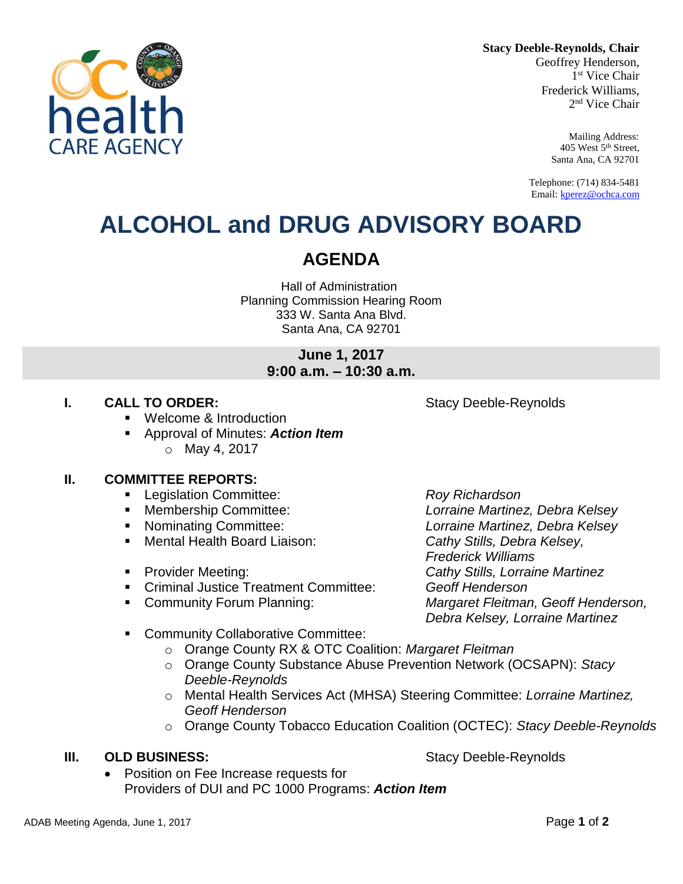**Stacy Deeble-Reynolds, Chair**
Geoffrey Henderson, 1st Vice Chair
Frederick Williams, 2nd Vice Chair

Mailing Address:
405 West 5th Street,
Santa Ana, CA 92701

Telephone: (714) 834-5481
Email: kperez@ochca.com

# ALCOHOL and DRUG ADVISORY BOARD

## AGENDA

Hall of Administration
Planning Commission Hearing Room
333 W. Santa Ana Blvd.
Santa Ana, CA 92701

**June 1, 2017**
**9:00 a.m. – 10:30 a.m.**

### I. CALL TO ORDER: Stacy Deeble-Reynolds

- Welcome & Introduction
- Approval of Minutes: ***Action Item***
  - May 4, 2017

### II. COMMITTEE REPORTS:

- Legislation Committee: *Roy Richardson*
- Membership Committee: *Lorraine Martinez, Debra Kelsey*
- Nominating Committee: *Lorraine Martinez, Debra Kelsey*
- Mental Health Board Liaison: *Cathy Stills, Debra Kelsey, Frederick Williams*
- Provider Meeting: *Cathy Stills, Lorraine Martinez*
- Criminal Justice Treatment Committee: *Geoff Henderson*
- Community Forum Planning: *Margaret Fleitman, Geoff Henderson, Debra Kelsey, Lorraine Martinez*
- Community Collaborative Committee:
  - Orange County RX & OTC Coalition: *Margaret Fleitman*
  - Orange County Substance Abuse Prevention Network (OCSAPN): *Stacy Deeble-Reynolds*
  - Mental Health Services Act (MHSA) Steering Committee: *Lorraine Martinez, Geoff Henderson*
  - Orange County Tobacco Education Coalition (OCTEC): *Stacy Deeble-Reynolds*

### III. OLD BUSINESS: Stacy Deeble-Reynolds

- Position on Fee Increase requests for Providers of DUI and PC 1000 Programs: ***Action Item***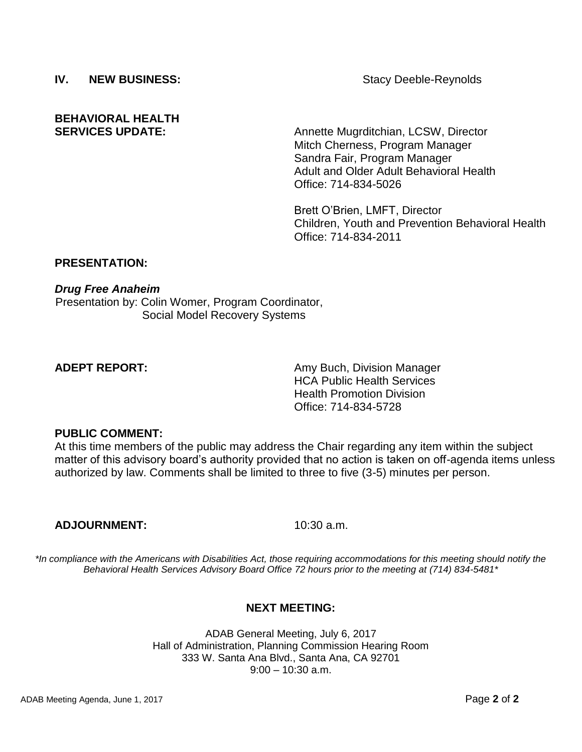**IV. NEW BUSINESS:** Stacy Deeble-Reynolds

**BEHAVIORAL HEALTH SERVICES UPDATE:**

Annette Mugrditchian, LCSW, Director
Mitch Cherness, Program Manager
Sandra Fair, Program Manager
Adult and Older Adult Behavioral Health
Office: 714-834-5026

Brett O'Brien, LMFT, Director
Children, Youth and Prevention Behavioral Health
Office: 714-834-2011

**PRESENTATION:**

***Drug Free Anaheim***
Presentation by: Colin Womer, Program Coordinator,
Social Model Recovery Systems

**ADEPT REPORT:**

Amy Buch, Division Manager
HCA Public Health Services
Health Promotion Division
Office: 714-834-5728

**PUBLIC COMMENT:**
At this time members of the public may address the Chair regarding any item within the subject matter of this advisory board's authority provided that no action is taken on off-agenda items unless authorized by law. Comments shall be limited to three to five (3-5) minutes per person.

**ADJOURNMENT:** 10:30 a.m.

*\*In compliance with the Americans with Disabilities Act, those requiring accommodations for this meeting should notify the Behavioral Health Services Advisory Board Office 72 hours prior to the meeting at (714) 834-5481\**

**NEXT MEETING:**

ADAB General Meeting, July 6, 2017
Hall of Administration, Planning Commission Hearing Room
333 W. Santa Ana Blvd., Santa Ana, CA 92701
9:00 – 10:30 a.m.